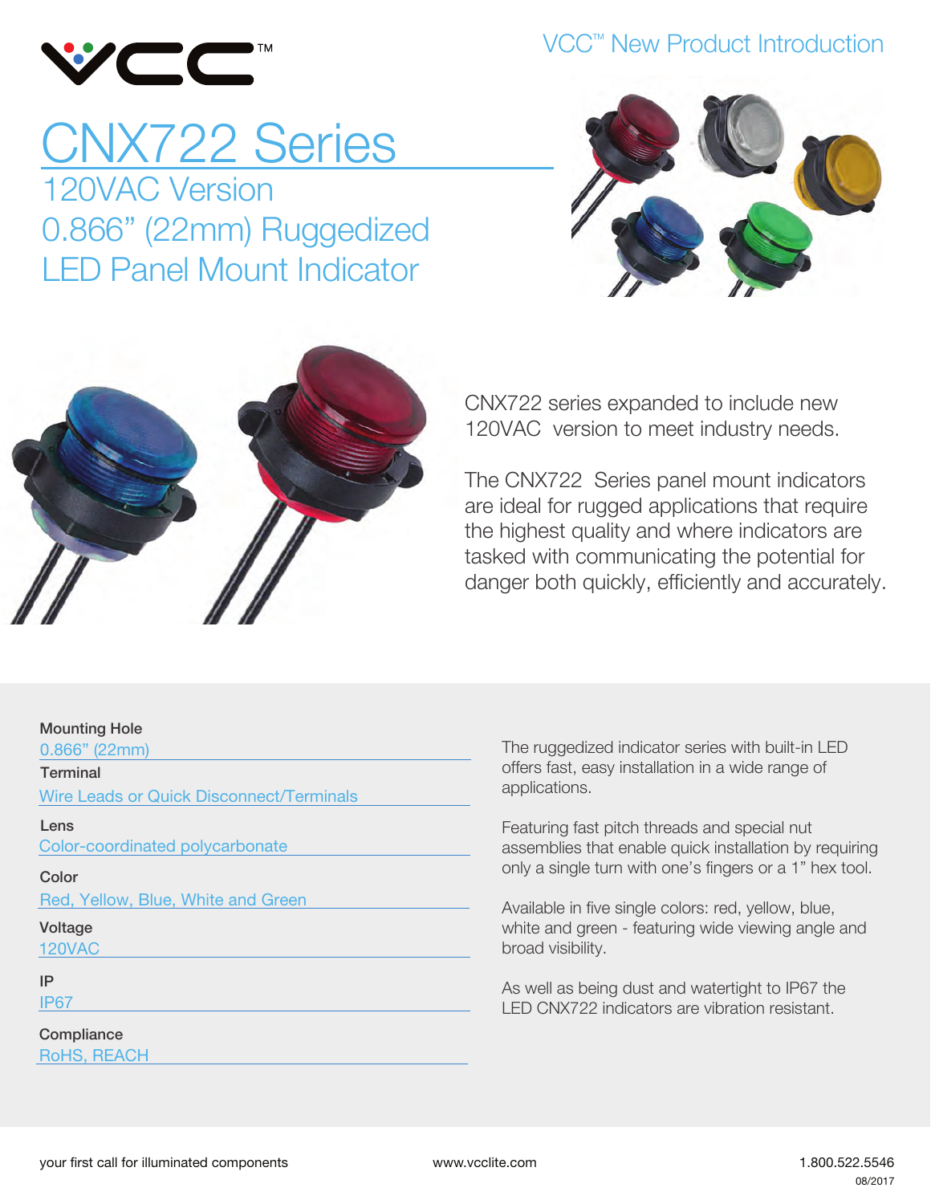VCC™ New Product Introduction

# CNX722 Series

## 120VAC Version
## 0.866" (22mm) Ruggedized
## LED Panel Mount Indicator

CNX722 series expanded to include new 120VAC version to meet industry needs.

The CNX722 Series panel mount indicators are ideal for rugged applications that require the highest quality and where indicators are tasked with communicating the potential for danger both quickly, efficiently and accurately.

**Mounting Hole**
0.866" (22mm)

**Terminal**
Wire Leads or Quick Disconnect/Terminals

**Lens**
Color-coordinated polycarbonate

**Color**
Red, Yellow, Blue, White and Green

**Voltage**
120VAC

**IP**
IP67

**Compliance**
RoHS, REACH

The ruggedized indicator series with built-in LED offers fast, easy installation in a wide range of applications.

Featuring fast pitch threads and special nut assemblies that enable quick installation by requiring only a single turn with one's fingers or a 1" hex tool.

Available in five single colors: red, yellow, blue, white and green - featuring wide viewing angle and broad visibility.

As well as being dust and watertight to IP67 the LED CNX722 indicators are vibration resistant.

your first call for illuminated components     www.vcclite.com     1.800.522.5546

08/2017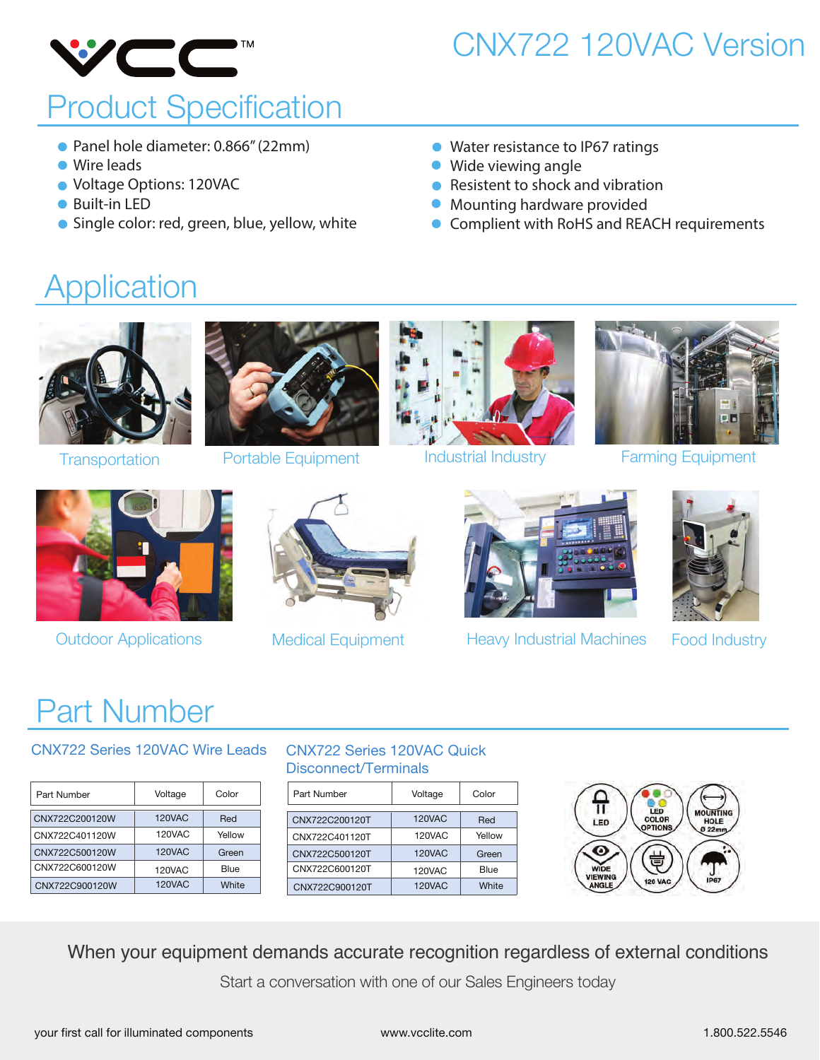# CNX722 120VAC Version

## Product Specification

- Panel hole diameter: 0.866" (22mm)
- Wire leads
- Voltage Options: 120VAC
- Built-in LED
- Single color: red, green, blue, yellow, white
- Water resistance to IP67 ratings
- Wide viewing angle
- Resistent to shock and vibration
- Mounting hardware provided
- Complient with RoHS and REACH requirements

## Application

Transportation

Portable Equipment

Industrial Industry

Farming Equipment

Outdoor Applications

Medical Equipment

Heavy Industrial Machines

Food Industry

## Part Number

### CNX722 Series 120VAC Wire Leads

| Part Number | Voltage | Color |
|---|---|---|
| CNX722C200120W | 120VAC | Red |
| CNX722C401120W | 120VAC | Yellow |
| CNX722C500120W | 120VAC | Green |
| CNX722C600120W | 120VAC | Blue |
| CNX722C900120W | 120VAC | White |

### CNX722 Series 120VAC Quick Disconnect/Terminals

| Part Number | Voltage | Color |
|---|---|---|
| CNX722C200120T | 120VAC | Red |
| CNX722C401120T | 120VAC | Yellow |
| CNX722C500120T | 120VAC | Green |
| CNX722C600120T | 120VAC | Blue |
| CNX722C900120T | 120VAC | White |

LED

LED COLOR OPTIONS

MOUNTING HOLE Ø 22mm

WIDE VIEWING ANGLE

120 VAC

IP67

When your equipment demands accurate recognition regardless of external conditions

Start a conversation with one of our Sales Engineers today

your first call for illuminated components www.vcclite.com 1.800.522.5546